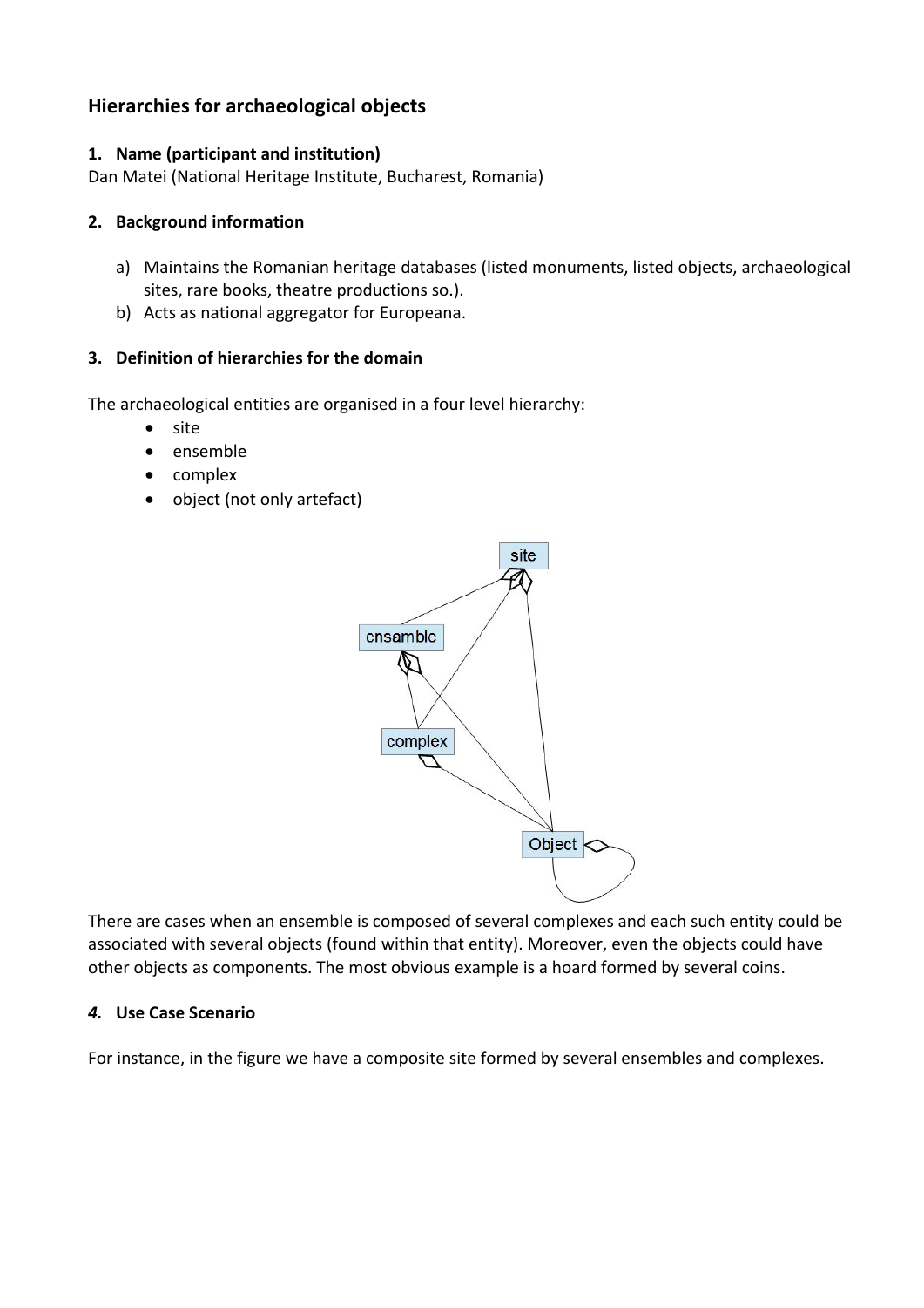## Hierarchies for archaeological objects

### 1. Name (participant and institution)

Dan Matei (National Heritage Institute, Bucharest, Romania)

### 2. Background information

a) Maintains the Romanian heritage databases (listed monuments, listed objects, archaeological sites, rare books, theatre productions so.).

b) Acts as national aggregator for Europeana.

### 3. Definition of hierarchies for the domain

The archaeological entities are organised in a four level hierarchy:

- site
- ensemble
- complex
- object (not only artefact)

There are cases when an ensemble is composed of several complexes and each such entity could be associated with several objects (found within that entity). Moreover, even the objects could have other objects as components. The most obvious example is a hoard formed by several coins.

### *4.* Use Case Scenario

For instance, in the figure we have a composite site formed by several ensembles and complexes.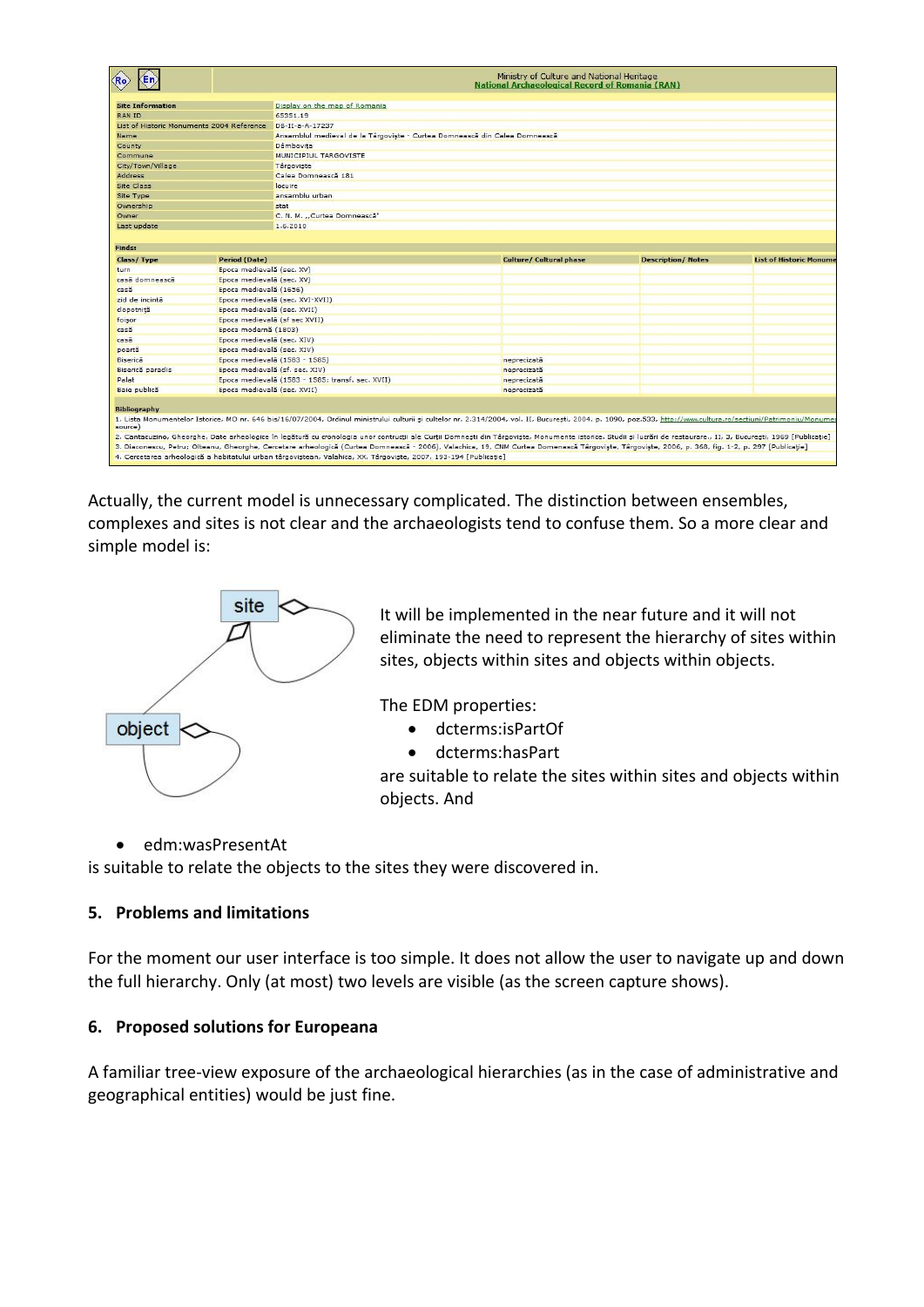Ministry of Culture and National Heritage
National Archaeological Record of Romania (RAN)

| Site Information | Display on the map of Romania |
| --- | --- |
| RAN ID | 65351.19 |
| List of Historic Monuments 2004 Reference | DB-II-a-A-17237 |
| Name | Ansamblul medieval de la Târgoviște - Curtea Domnească din Calea Domnească |
| County | Dâmbovița |
| Commune | MUNICIPIUL TARGOVISTE |
| City/Town/Village | Târgoviște |
| Address | Calea Domnească 181 |
| Site Class | locuire |
| Site Type | ansamblu urban |
| Ownership | stat |
| Owner | C. N. M. „Curtea Domnească" |
| Last update | 1.6.2010 |

Finds:

| Class/ Type | Period (Date) | Culture/ Cultural phase | Description/ Notes | List of Historic Monume |
| --- | --- | --- | --- | --- |
| turn | Epoca medievală (sec. XV) | | | |
| casă domnească | Epoca medievală (sec. XV) | | | |
| casă | Epoca medievală (1656) | | | |
| zid de incintă | Epoca medievală (sec. XVI-XVII) | | | |
| dopotniță | Epoca medievală (sec. XVII) | | | |
| foișor | Epoca medievală (sf sec XVII) | | | |
| casă | Epoca modernă (1803) | | | |
| casă | Epoca medievală (sec. XIV) | | | |
| poartă | Epoca medievală (sec. XIV) | | | |
| Biserică | Epoca medievală (1583 - 1585) | nepreczată | | |
| Biserică paradis | Epoca medievală (sf. sec. XIV) | nepreczată | | |
| Palat | Epoca medievală (1583 - 1585; transf. sec. XVII) | nepreczată | | |
| Baie publică | Epoca medievală (sec. XVII) | nepreczată | | |

Bibliography

1. Lista Monumentelor Istorice, MO nr. 646 bis/16/07/2004, Ordinul ministrului culturii și cultelor nr. 2.314/2004, vol. II, București, 2004, p. 1090, poz.533. http://www.cultura.ro/sectiuni/Patrimoniu/Monume source)
2. Cantacuzino, Gheorghe. Date arheologice în legătură cu cronologia unor contrucții ale Curții Domnești din Târgoviște, Monumente istorice. Studii și lucrări de restaurare., II, 3, București, 1969 [Publicație]
3. Diaconescu, Petru; Olteanu, Gheorghe, Cercetare arheologică (Curtea Domnească - 2006), Valachica, 19, CNM Curtea Domnească Târgoviște, Târgoviște, 2006, p. 368, fig. 1-2, p. 297 [Publicație]
4. Cercetarea arheologică a habitatului urban târgoviștean, Valachica, XX, Târgoviște, 2007, 193-194 [Publicație]

Actually, the current model is unnecessary complicated. The distinction between ensembles, complexes and sites is not clear and the archaeologists tend to confuse them. So a more clear and simple model is:

site

object

It will be implemented in the near future and it will not eliminate the need to represent the hierarchy of sites within sites, objects within sites and objects within objects.

The EDM properties:

- dcterms:isPartOf
- dcterms:hasPart

are suitable to relate the sites within sites and objects within objects. And

- edm:wasPresentAt

is suitable to relate the objects to the sites they were discovered in.

## 5. Problems and limitations

For the moment our user interface is too simple. It does not allow the user to navigate up and down the full hierarchy. Only (at most) two levels are visible (as the screen capture shows).

## 6. Proposed solutions for Europeana

A familiar tree-view exposure of the archaeological hierarchies (as in the case of administrative and geographical entities) would be just fine.